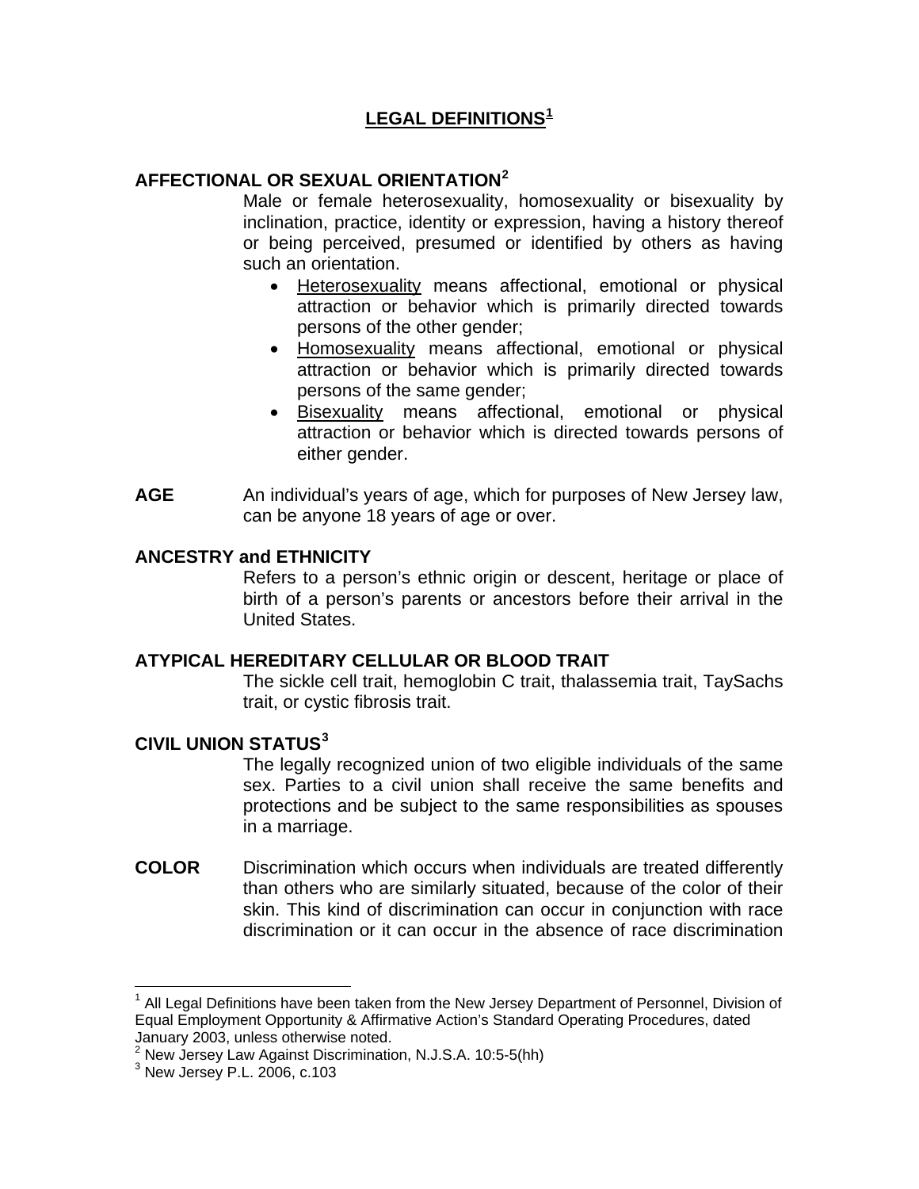# LEGAL DEFINITIONS[1]

**AFFECTIONAL OR SEXUAL ORIENTATION[2]**

Male or female heterosexuality, homosexuality or bisexuality by inclination, practice, identity or expression, having a history thereof or being perceived, presumed or identified by others as having such an orientation.

- Heterosexuality means affectional, emotional or physical attraction or behavior which is primarily directed towards persons of the other gender;
- Homosexuality means affectional, emotional or physical attraction or behavior which is primarily directed towards persons of the same gender;
- Bisexuality means affectional, emotional or physical attraction or behavior which is directed towards persons of either gender.

**AGE** An individual's years of age, which for purposes of New Jersey law, can be anyone 18 years of age or over.

**ANCESTRY and ETHNICITY**

Refers to a person's ethnic origin or descent, heritage or place of birth of a person's parents or ancestors before their arrival in the United States.

**ATYPICAL HEREDITARY CELLULAR OR BLOOD TRAIT**

The sickle cell trait, hemoglobin C trait, thalassemia trait, TaySachs trait, or cystic fibrosis trait.

**CIVIL UNION STATUS[3]**

The legally recognized union of two eligible individuals of the same sex. Parties to a civil union shall receive the same benefits and protections and be subject to the same responsibilities as spouses in a marriage.

**COLOR** Discrimination which occurs when individuals are treated differently than others who are similarly situated, because of the color of their skin. This kind of discrimination can occur in conjunction with race discrimination or it can occur in the absence of race discrimination

---

[1] All Legal Definitions have been taken from the New Jersey Department of Personnel, Division of Equal Employment Opportunity & Affirmative Action's Standard Operating Procedures, dated January 2003, unless otherwise noted.

[2] New Jersey Law Against Discrimination, N.J.S.A. 10:5-5(hh)

[3] New Jersey P.L. 2006, c.103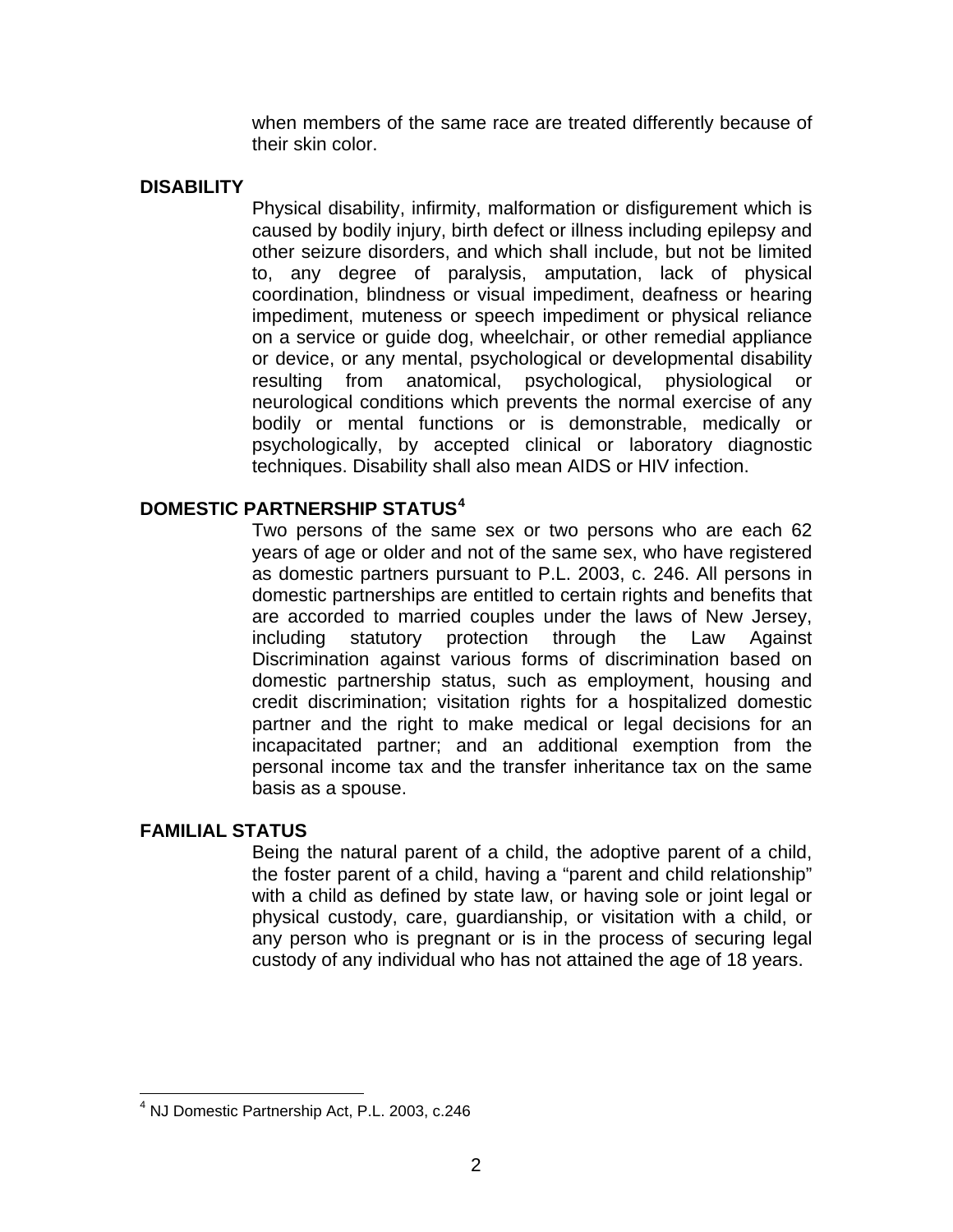when members of the same race are treated differently because of their skin color.

**DISABILITY**

Physical disability, infirmity, malformation or disfigurement which is caused by bodily injury, birth defect or illness including epilepsy and other seizure disorders, and which shall include, but not be limited to, any degree of paralysis, amputation, lack of physical coordination, blindness or visual impediment, deafness or hearing impediment, muteness or speech impediment or physical reliance on a service or guide dog, wheelchair, or other remedial appliance or device, or any mental, psychological or developmental disability resulting from anatomical, psychological, physiological or neurological conditions which prevents the normal exercise of any bodily or mental functions or is demonstrable, medically or psychologically, by accepted clinical or laboratory diagnostic techniques. Disability shall also mean AIDS or HIV infection.

**DOMESTIC PARTNERSHIP STATUS**[4]

Two persons of the same sex or two persons who are each 62 years of age or older and not of the same sex, who have registered as domestic partners pursuant to P.L. 2003, c. 246. All persons in domestic partnerships are entitled to certain rights and benefits that are accorded to married couples under the laws of New Jersey, including statutory protection through the Law Against Discrimination against various forms of discrimination based on domestic partnership status, such as employment, housing and credit discrimination; visitation rights for a hospitalized domestic partner and the right to make medical or legal decisions for an incapacitated partner; and an additional exemption from the personal income tax and the transfer inheritance tax on the same basis as a spouse.

**FAMILIAL STATUS**

Being the natural parent of a child, the adoptive parent of a child, the foster parent of a child, having a "parent and child relationship" with a child as defined by state law, or having sole or joint legal or physical custody, care, guardianship, or visitation with a child, or any person who is pregnant or is in the process of securing legal custody of any individual who has not attained the age of 18 years.

---

[4] NJ Domestic Partnership Act, P.L. 2003, c.246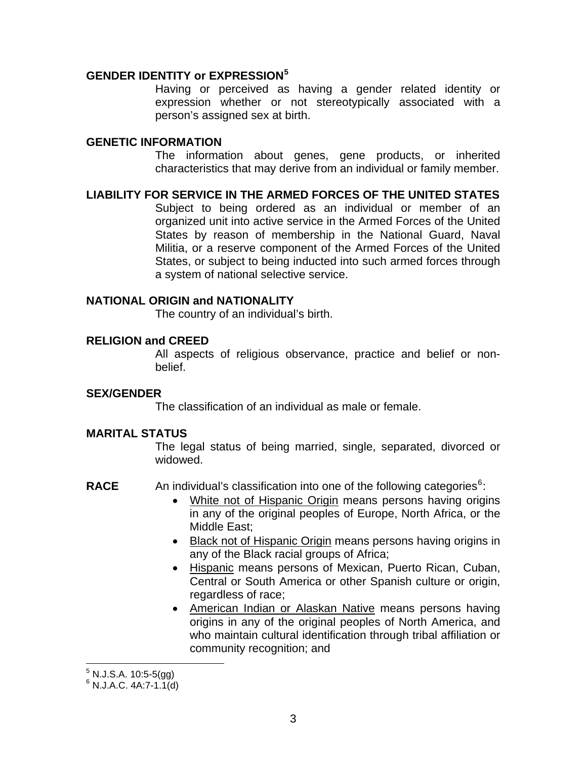**GENDER IDENTITY or EXPRESSION**[5]

Having or perceived as having a gender related identity or expression whether or not stereotypically associated with a person's assigned sex at birth.

**GENETIC INFORMATION**

The information about genes, gene products, or inherited characteristics that may derive from an individual or family member.

**LIABILITY FOR SERVICE IN THE ARMED FORCES OF THE UNITED STATES**

Subject to being ordered as an individual or member of an organized unit into active service in the Armed Forces of the United States by reason of membership in the National Guard, Naval Militia, or a reserve component of the Armed Forces of the United States, or subject to being inducted into such armed forces through a system of national selective service.

**NATIONAL ORIGIN and NATIONALITY**

The country of an individual's birth.

**RELIGION and CREED**

All aspects of religious observance, practice and belief or non-belief.

**SEX/GENDER**

The classification of an individual as male or female.

**MARITAL STATUS**

The legal status of being married, single, separated, divorced or widowed.

**RACE** An individual's classification into one of the following categories[6]:

- White not of Hispanic Origin means persons having origins in any of the original peoples of Europe, North Africa, or the Middle East;
- Black not of Hispanic Origin means persons having origins in any of the Black racial groups of Africa;
- Hispanic means persons of Mexican, Puerto Rican, Cuban, Central or South America or other Spanish culture or origin, regardless of race;
- American Indian or Alaskan Native means persons having origins in any of the original peoples of North America, and who maintain cultural identification through tribal affiliation or community recognition; and

---

[5] N.J.S.A. 10:5-5(gg)

[6] N.J.A.C. 4A:7-1.1(d)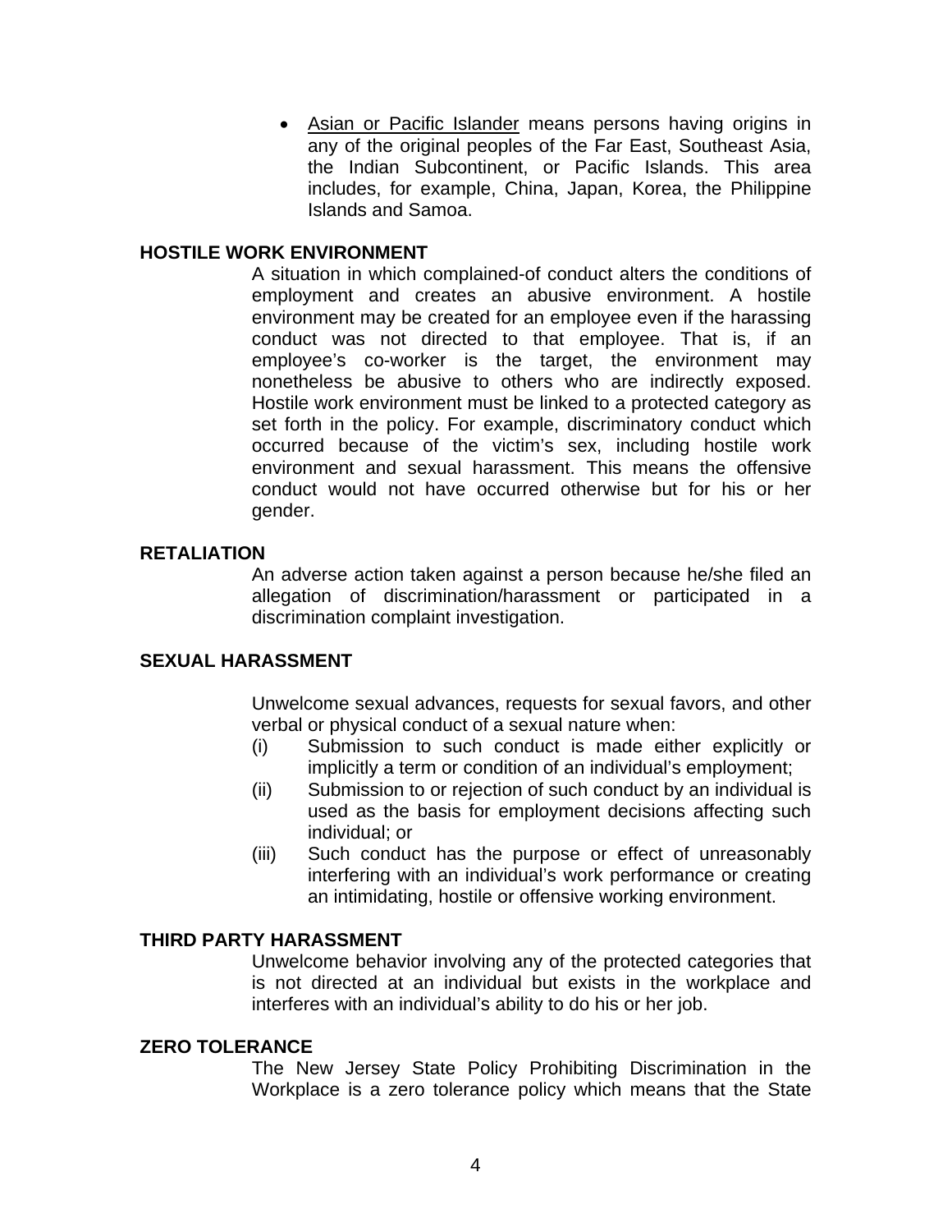- <u>Asian or Pacific Islander</u> means persons having origins in any of the original peoples of the Far East, Southeast Asia, the Indian Subcontinent, or Pacific Islands. This area includes, for example, China, Japan, Korea, the Philippine Islands and Samoa.

**HOSTILE WORK ENVIRONMENT**

A situation in which complained-of conduct alters the conditions of employment and creates an abusive environment. A hostile environment may be created for an employee even if the harassing conduct was not directed to that employee. That is, if an employee's co-worker is the target, the environment may nonetheless be abusive to others who are indirectly exposed. Hostile work environment must be linked to a protected category as set forth in the policy. For example, discriminatory conduct which occurred because of the victim's sex, including hostile work environment and sexual harassment. This means the offensive conduct would not have occurred otherwise but for his or her gender.

**RETALIATION**

An adverse action taken against a person because he/she filed an allegation of discrimination/harassment or participated in a discrimination complaint investigation.

**SEXUAL HARASSMENT**

Unwelcome sexual advances, requests for sexual favors, and other verbal or physical conduct of a sexual nature when:

(i) Submission to such conduct is made either explicitly or implicitly a term or condition of an individual's employment;

(ii) Submission to or rejection of such conduct by an individual is used as the basis for employment decisions affecting such individual; or

(iii) Such conduct has the purpose or effect of unreasonably interfering with an individual's work performance or creating an intimidating, hostile or offensive working environment.

**THIRD PARTY HARASSMENT**

Unwelcome behavior involving any of the protected categories that is not directed at an individual but exists in the workplace and interferes with an individual's ability to do his or her job.

**ZERO TOLERANCE**

The New Jersey State Policy Prohibiting Discrimination in the Workplace is a zero tolerance policy which means that the State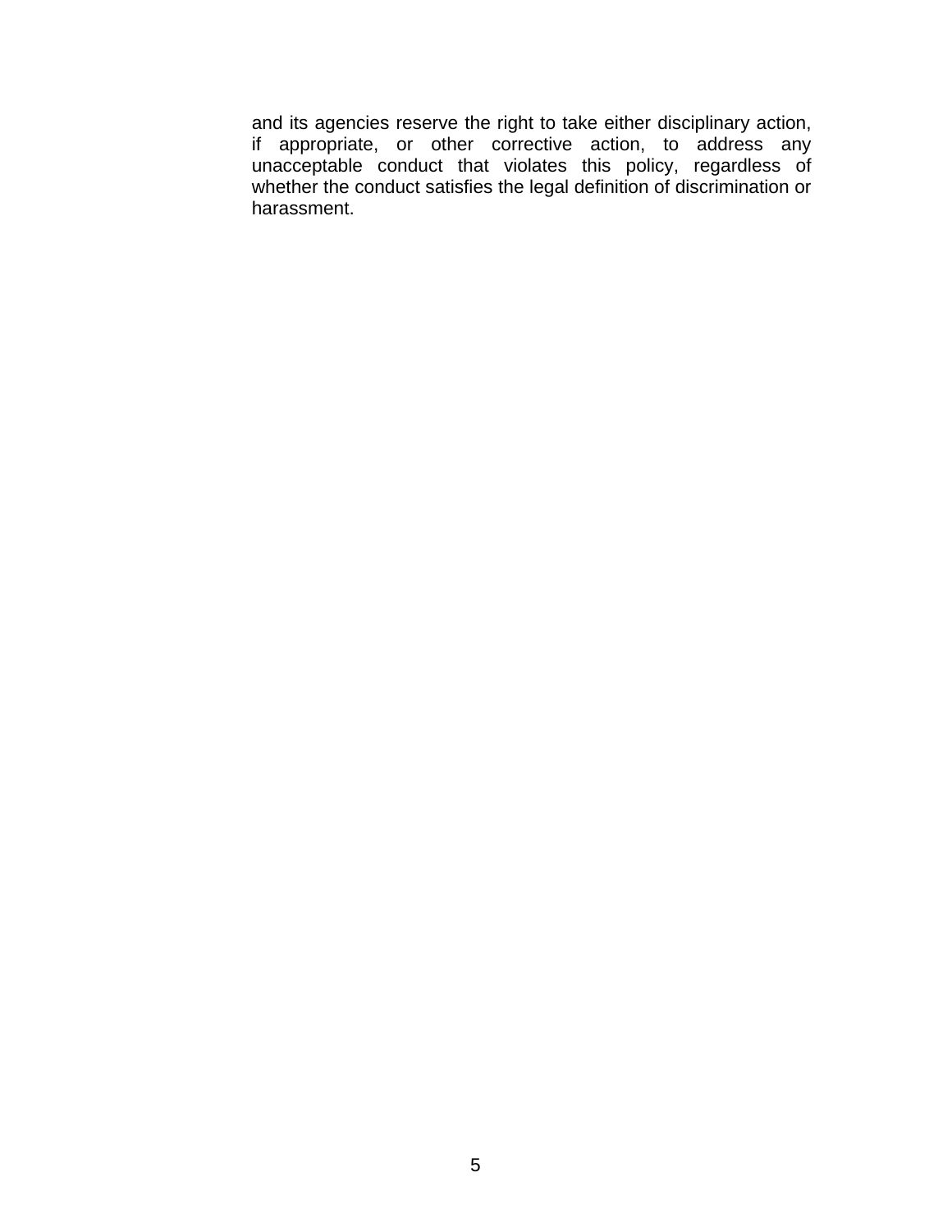and its agencies reserve the right to take either disciplinary action, if appropriate, or other corrective action, to address any unacceptable conduct that violates this policy, regardless of whether the conduct satisfies the legal definition of discrimination or harassment.